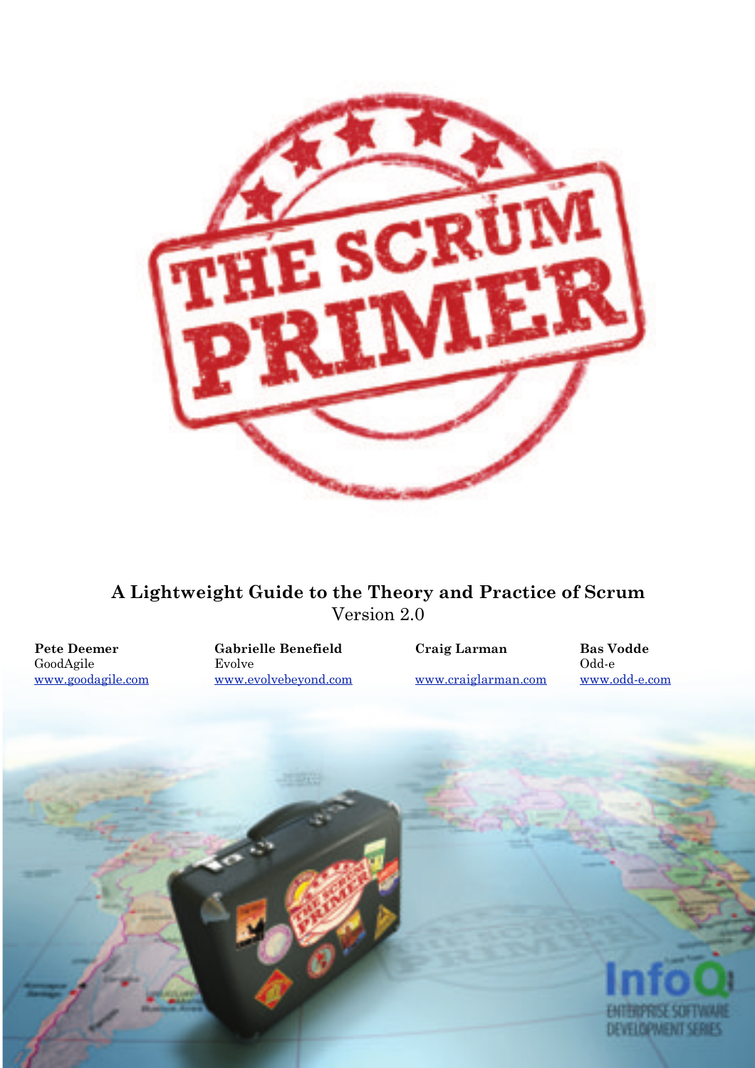# THE SCRUM PRIMER

**A Lightweight Guide to the Theory and Practice of Scrum**
Version 2.0

**Pete Deemer**
GoodAgile
www.goodagile.com

**Gabrielle Benefield**
Evolve
www.evolvebeyond.com

**Craig Larman**
www.craiglarman.com

**Bas Vodde**
Odd-e
www.odd-e.com

InfoQ
ENTERPRISE SOFTWARE DEVELOPMENT SERIES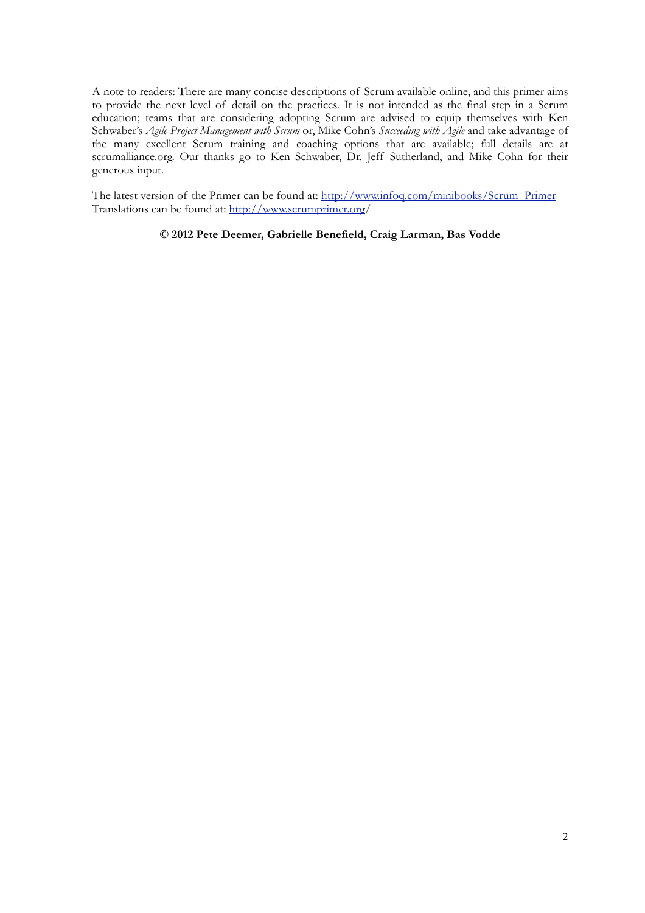A note to readers: There are many concise descriptions of Scrum available online, and this primer aims to provide the next level of detail on the practices. It is not intended as the final step in a Scrum education; teams that are considering adopting Scrum are advised to equip themselves with Ken Schwaber's *Agile Project Management with Scrum* or, Mike Cohn's *Succeeding with Agile* and take advantage of the many excellent Scrum training and coaching options that are available; full details are at scrumalliance.org. Our thanks go to Ken Schwaber, Dr. Jeff Sutherland, and Mike Cohn for their generous input.

The latest version of the Primer can be found at: http://www.infoq.com/minibooks/Scrum_Primer
Translations can be found at: http://www.scrumprimer.org/

**© 2012 Pete Deemer, Gabrielle Benefield, Craig Larman, Bas Vodde**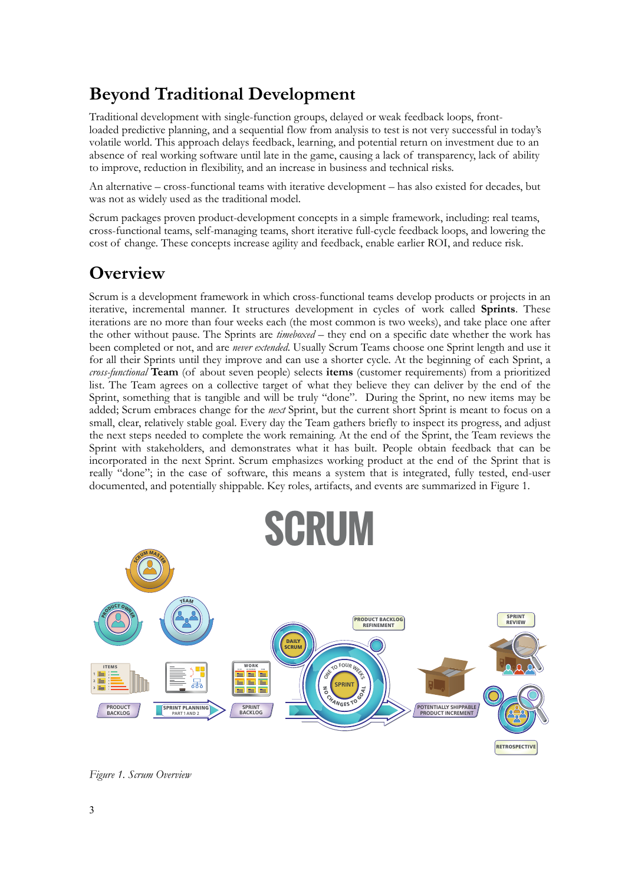## Beyond Traditional Development

Traditional development with single-function groups, delayed or weak feedback loops, front-loaded predictive planning, and a sequential flow from analysis to test is not very successful in today's volatile world. This approach delays feedback, learning, and potential return on investment due to an absence of real working software until late in the game, causing a lack of transparency, lack of ability to improve, reduction in flexibility, and an increase in business and technical risks.

An alternative – cross-functional teams with iterative development – has also existed for decades, but was not as widely used as the traditional model.

Scrum packages proven product-development concepts in a simple framework, including: real teams, cross-functional teams, self-managing teams, short iterative full-cycle feedback loops, and lowering the cost of change. These concepts increase agility and feedback, enable earlier ROI, and reduce risk.

## Overview

Scrum is a development framework in which cross-functional teams develop products or projects in an iterative, incremental manner. It structures development in cycles of work called **Sprints**. These iterations are no more than four weeks each (the most common is two weeks), and take place one after the other without pause. The Sprints are *timeboxed* – they end on a specific date whether the work has been completed or not, and are *never extended*. Usually Scrum Teams choose one Sprint length and use it for all their Sprints until they improve and can use a shorter cycle. At the beginning of each Sprint, a *cross-functional* **Team** (of about seven people) selects **items** (customer requirements) from a prioritized list. The Team agrees on a collective target of what they believe they can deliver by the end of the Sprint, something that is tangible and will be truly "done". During the Sprint, no new items may be added; Scrum embraces change for the *next* Sprint, but the current short Sprint is meant to focus on a small, clear, relatively stable goal. Every day the Team gathers briefly to inspect its progress, and adjust the next steps needed to complete the work remaining. At the end of the Sprint, the Team reviews the Sprint with stakeholders, and demonstrates what it has built. People obtain feedback that can be incorporated in the next Sprint. Scrum emphasizes working product at the end of the Sprint that is really "done"; in the case of software, this means a system that is integrated, fully tested, end-user documented, and potentially shippable. Key roles, artifacts, and events are summarized in Figure 1.

*Figure 1. Scrum Overview*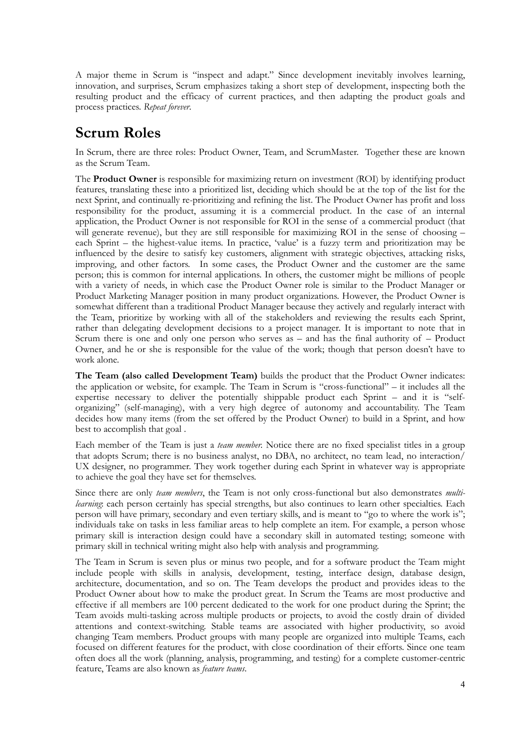A major theme in Scrum is "inspect and adapt." Since development inevitably involves learning, innovation, and surprises, Scrum emphasizes taking a short step of development, inspecting both the resulting product and the efficacy of current practices, and then adapting the product goals and process practices. *Repeat forever*.

## Scrum Roles

In Scrum, there are three roles: Product Owner, Team, and ScrumMaster. Together these are known as the Scrum Team.

The **Product Owner** is responsible for maximizing return on investment (ROI) by identifying product features, translating these into a prioritized list, deciding which should be at the top of the list for the next Sprint, and continually re-prioritizing and refining the list. The Product Owner has profit and loss responsibility for the product, assuming it is a commercial product. In the case of an internal application, the Product Owner is not responsible for ROI in the sense of a commercial product (that will generate revenue), but they are still responsible for maximizing ROI in the sense of choosing – each Sprint – the highest-value items. In practice, 'value' is a fuzzy term and prioritization may be influenced by the desire to satisfy key customers, alignment with strategic objectives, attacking risks, improving, and other factors. In some cases, the Product Owner and the customer are the same person; this is common for internal applications. In others, the customer might be millions of people with a variety of needs, in which case the Product Owner role is similar to the Product Manager or Product Marketing Manager position in many product organizations. However, the Product Owner is somewhat different than a traditional Product Manager because they actively and regularly interact with the Team, prioritize by working with all of the stakeholders and reviewing the results each Sprint, rather than delegating development decisions to a project manager. It is important to note that in Scrum there is one and only one person who serves as – and has the final authority of – Product Owner, and he or she is responsible for the value of the work; though that person doesn't have to work alone.

**The Team (also called Development Team)** builds the product that the Product Owner indicates: the application or website, for example. The Team in Scrum is "cross-functional" – it includes all the expertise necessary to deliver the potentially shippable product each Sprint – and it is "self-organizing" (self-managing), with a very high degree of autonomy and accountability. The Team decides how many items (from the set offered by the Product Owner) to build in a Sprint, and how best to accomplish that goal .

Each member of the Team is just a *team member*. Notice there are no fixed specialist titles in a group that adopts Scrum; there is no business analyst, no DBA, no architect, no team lead, no interaction/UX designer, no programmer. They work together during each Sprint in whatever way is appropriate to achieve the goal they have set for themselves.

Since there are only *team members*, the Team is not only cross-functional but also demonstrates *multi-learning*: each person certainly has special strengths, but also continues to learn other specialties. Each person will have primary, secondary and even tertiary skills, and is meant to "go to where the work is"; individuals take on tasks in less familiar areas to help complete an item. For example, a person whose primary skill is interaction design could have a secondary skill in automated testing; someone with primary skill in technical writing might also help with analysis and programming.

The Team in Scrum is seven plus or minus two people, and for a software product the Team might include people with skills in analysis, development, testing, interface design, database design, architecture, documentation, and so on. The Team develops the product and provides ideas to the Product Owner about how to make the product great. In Scrum the Teams are most productive and effective if all members are 100 percent dedicated to the work for one product during the Sprint; the Team avoids multi-tasking across multiple products or projects, to avoid the costly drain of divided attentions and context-switching. Stable teams are associated with higher productivity, so avoid changing Team members. Product groups with many people are organized into multiple Teams, each focused on different features for the product, with close coordination of their efforts. Since one team often does all the work (planning, analysis, programming, and testing) for a complete customer-centric feature, Teams are also known as *feature teams*.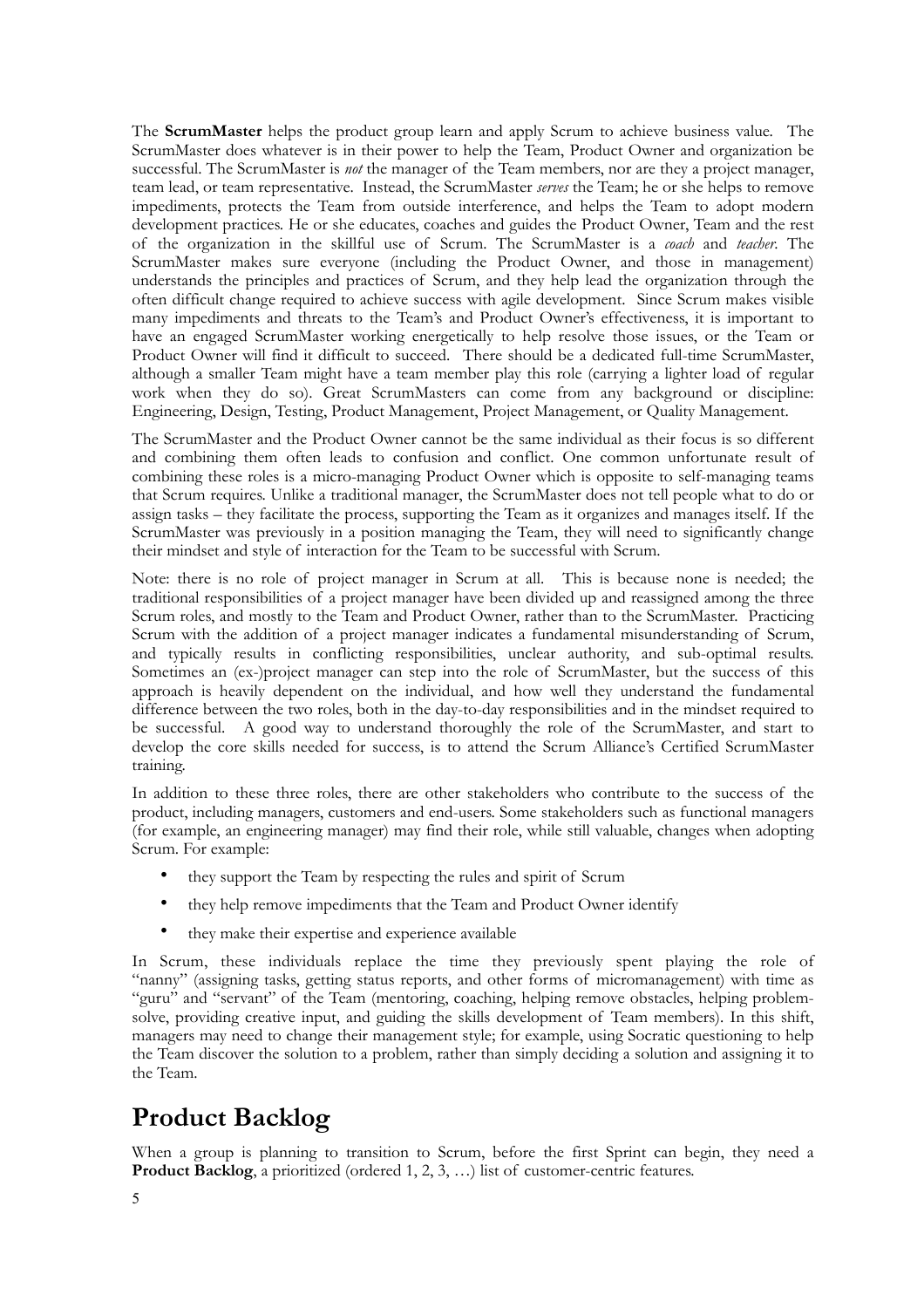The **ScrumMaster** helps the product group learn and apply Scrum to achieve business value. The ScrumMaster does whatever is in their power to help the Team, Product Owner and organization be successful. The ScrumMaster is *not* the manager of the Team members, nor are they a project manager, team lead, or team representative. Instead, the ScrumMaster *serves* the Team; he or she helps to remove impediments, protects the Team from outside interference, and helps the Team to adopt modern development practices. He or she educates, coaches and guides the Product Owner, Team and the rest of the organization in the skillful use of Scrum. The ScrumMaster is a *coach* and *teacher*. The ScrumMaster makes sure everyone (including the Product Owner, and those in management) understands the principles and practices of Scrum, and they help lead the organization through the often difficult change required to achieve success with agile development. Since Scrum makes visible many impediments and threats to the Team's and Product Owner's effectiveness, it is important to have an engaged ScrumMaster working energetically to help resolve those issues, or the Team or Product Owner will find it difficult to succeed. There should be a dedicated full-time ScrumMaster, although a smaller Team might have a team member play this role (carrying a lighter load of regular work when they do so). Great ScrumMasters can come from any background or discipline: Engineering, Design, Testing, Product Management, Project Management, or Quality Management.

The ScrumMaster and the Product Owner cannot be the same individual as their focus is so different and combining them often leads to confusion and conflict. One common unfortunate result of combining these roles is a micro-managing Product Owner which is opposite to self-managing teams that Scrum requires. Unlike a traditional manager, the ScrumMaster does not tell people what to do or assign tasks – they facilitate the process, supporting the Team as it organizes and manages itself. If the ScrumMaster was previously in a position managing the Team, they will need to significantly change their mindset and style of interaction for the Team to be successful with Scrum.

Note: there is no role of project manager in Scrum at all. This is because none is needed; the traditional responsibilities of a project manager have been divided up and reassigned among the three Scrum roles, and mostly to the Team and Product Owner, rather than to the ScrumMaster. Practicing Scrum with the addition of a project manager indicates a fundamental misunderstanding of Scrum, and typically results in conflicting responsibilities, unclear authority, and sub-optimal results. Sometimes an (ex-)project manager can step into the role of ScrumMaster, but the success of this approach is heavily dependent on the individual, and how well they understand the fundamental difference between the two roles, both in the day-to-day responsibilities and in the mindset required to be successful. A good way to understand thoroughly the role of the ScrumMaster, and start to develop the core skills needed for success, is to attend the Scrum Alliance's Certified ScrumMaster training.

In addition to these three roles, there are other stakeholders who contribute to the success of the product, including managers, customers and end-users. Some stakeholders such as functional managers (for example, an engineering manager) may find their role, while still valuable, changes when adopting Scrum. For example:

- they support the Team by respecting the rules and spirit of Scrum
- they help remove impediments that the Team and Product Owner identify
- they make their expertise and experience available

In Scrum, these individuals replace the time they previously spent playing the role of "nanny" (assigning tasks, getting status reports, and other forms of micromanagement) with time as "guru" and "servant" of the Team (mentoring, coaching, helping remove obstacles, helping problem-solve, providing creative input, and guiding the skills development of Team members). In this shift, managers may need to change their management style; for example, using Socratic questioning to help the Team discover the solution to a problem, rather than simply deciding a solution and assigning it to the Team.

# Product Backlog

When a group is planning to transition to Scrum, before the first Sprint can begin, they need a **Product Backlog**, a prioritized (ordered 1, 2, 3, …) list of customer-centric features.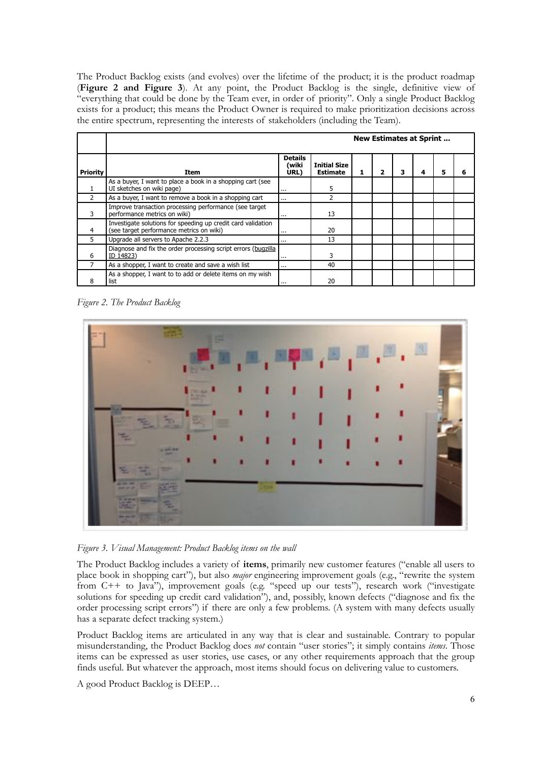The Product Backlog exists (and evolves) over the lifetime of the product; it is the product roadmap (**Figure 2 and Figure 3**). At any point, the Product Backlog is the single, definitive view of "everything that could be done by the Team ever, in order of priority". Only a single Product Backlog exists for a product; this means the Product Owner is required to make prioritization decisions across the entire spectrum, representing the interests of stakeholders (including the Team).

| | | | | **New Estimates at Sprint ...** | | | | | |
|---|---|---|---|---|---|---|---|---|---|
| **Priority** | **Item** | **Details (wiki URL)** | **Initial Size Estimate** | **1** | **2** | **3** | **4** | **5** | **6** |
| 1 | As a buyer, I want to place a book in a shopping cart (see UI sketches on wiki page) | ... | 5 | | | | | | |
| 2 | As a buyer, I want to remove a book in a shopping cart | ... | 2 | | | | | | |
| 3 | Improve transaction processing performance (see target performance metrics on wiki) | ... | 13 | | | | | | |
| 4 | Investigate solutions for speeding up credit card validation (see target performance metrics on wiki) | ... | 20 | | | | | | |
| 5 | Upgrade all servers to Apache 2.2.3 | ... | 13 | | | | | | |
| 6 | Diagnose and fix the order processing script errors (bugzilla ID 14823) | ... | 3 | | | | | | |
| 7 | As a shopper, I want to create and save a wish list | ... | 40 | | | | | | |
| 8 | As a shopper, I want to to add or delete items on my wish list | ... | 20 | | | | | | |

*Figure 2. The Product Backlog*

*Figure 3. Visual Management: Product Backlog items on the wall*

The Product Backlog includes a variety of **items**, primarily new customer features ("enable all users to place book in shopping cart"), but also *major* engineering improvement goals (e.g., "rewrite the system from C++ to Java"), improvement goals (e.g. "speed up our tests"), research work ("investigate solutions for speeding up credit card validation"), and, possibly, known defects ("diagnose and fix the order processing script errors") if there are only a few problems. (A system with many defects usually has a separate defect tracking system.)

Product Backlog items are articulated in any way that is clear and sustainable. Contrary to popular misunderstanding, the Product Backlog does *not* contain "user stories"; it simply contains *items*. Those items can be expressed as user stories, use cases, or any other requirements approach that the group finds useful. But whatever the approach, most items should focus on delivering value to customers.

A good Product Backlog is DEEP…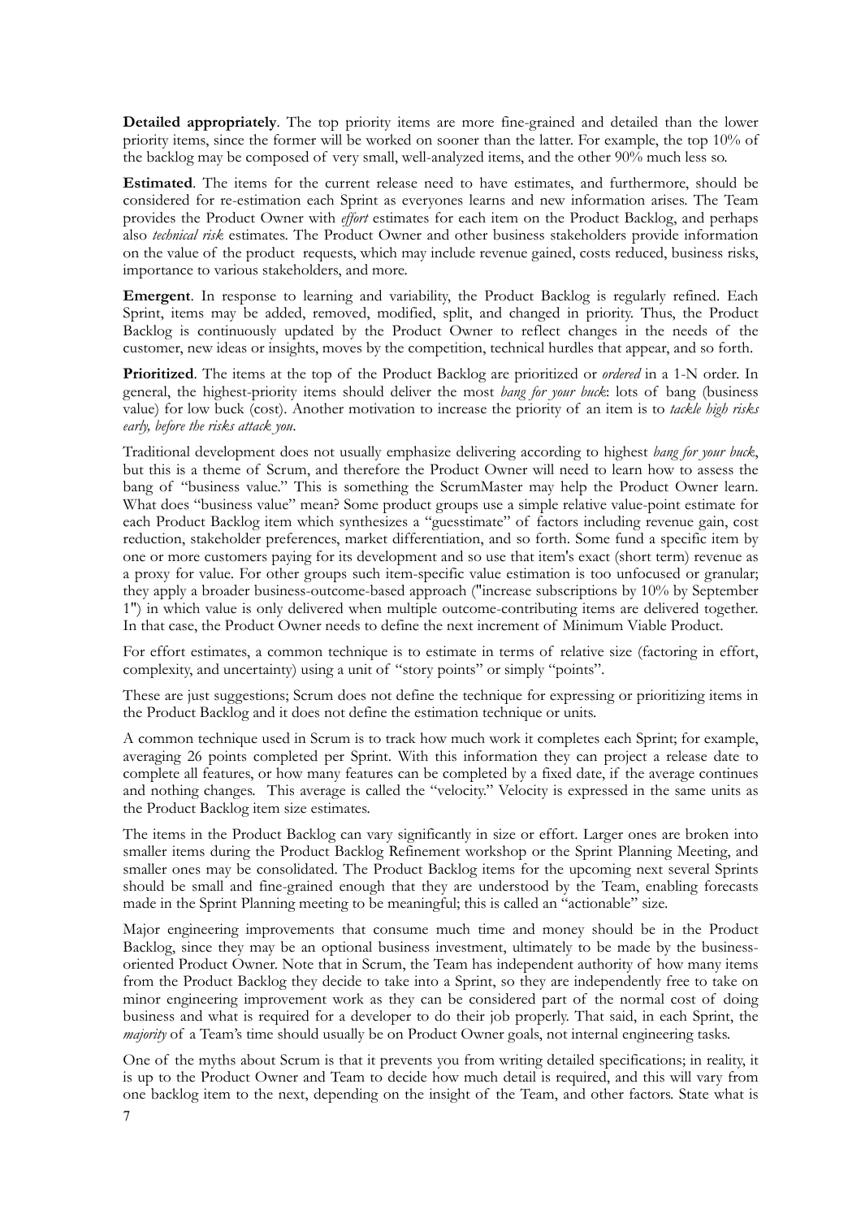**Detailed appropriately**. The top priority items are more fine-grained and detailed than the lower priority items, since the former will be worked on sooner than the latter. For example, the top 10% of the backlog may be composed of very small, well-analyzed items, and the other 90% much less so.

**Estimated**. The items for the current release need to have estimates, and furthermore, should be considered for re-estimation each Sprint as everyones learns and new information arises. The Team provides the Product Owner with *effort* estimates for each item on the Product Backlog, and perhaps also *technical risk* estimates. The Product Owner and other business stakeholders provide information on the value of the product requests, which may include revenue gained, costs reduced, business risks, importance to various stakeholders, and more.

**Emergent**. In response to learning and variability, the Product Backlog is regularly refined. Each Sprint, items may be added, removed, modified, split, and changed in priority. Thus, the Product Backlog is continuously updated by the Product Owner to reflect changes in the needs of the customer, new ideas or insights, moves by the competition, technical hurdles that appear, and so forth.

**Prioritized**. The items at the top of the Product Backlog are prioritized or *ordered* in a 1-N order. In general, the highest-priority items should deliver the most *bang for your buck*: lots of bang (business value) for low buck (cost). Another motivation to increase the priority of an item is to *tackle high risks early, before the risks attack you*.

Traditional development does not usually emphasize delivering according to highest *bang for your buck*, but this is a theme of Scrum, and therefore the Product Owner will need to learn how to assess the bang of "business value." This is something the ScrumMaster may help the Product Owner learn. What does "business value" mean? Some product groups use a simple relative value-point estimate for each Product Backlog item which synthesizes a "guesstimate" of factors including revenue gain, cost reduction, stakeholder preferences, market differentiation, and so forth. Some fund a specific item by one or more customers paying for its development and so use that item's exact (short term) revenue as a proxy for value. For other groups such item-specific value estimation is too unfocused or granular; they apply a broader business-outcome-based approach ("increase subscriptions by 10% by September 1") in which value is only delivered when multiple outcome-contributing items are delivered together. In that case, the Product Owner needs to define the next increment of Minimum Viable Product.

For effort estimates, a common technique is to estimate in terms of relative size (factoring in effort, complexity, and uncertainty) using a unit of "story points" or simply "points".

These are just suggestions; Scrum does not define the technique for expressing or prioritizing items in the Product Backlog and it does not define the estimation technique or units.

A common technique used in Scrum is to track how much work it completes each Sprint; for example, averaging 26 points completed per Sprint. With this information they can project a release date to complete all features, or how many features can be completed by a fixed date, if the average continues and nothing changes. This average is called the "velocity." Velocity is expressed in the same units as the Product Backlog item size estimates.

The items in the Product Backlog can vary significantly in size or effort. Larger ones are broken into smaller items during the Product Backlog Refinement workshop or the Sprint Planning Meeting, and smaller ones may be consolidated. The Product Backlog items for the upcoming next several Sprints should be small and fine-grained enough that they are understood by the Team, enabling forecasts made in the Sprint Planning meeting to be meaningful; this is called an "actionable" size.

Major engineering improvements that consume much time and money should be in the Product Backlog, since they may be an optional business investment, ultimately to be made by the business-oriented Product Owner. Note that in Scrum, the Team has independent authority of how many items from the Product Backlog they decide to take into a Sprint, so they are independently free to take on minor engineering improvement work as they can be considered part of the normal cost of doing business and what is required for a developer to do their job properly. That said, in each Sprint, the *majority* of a Team's time should usually be on Product Owner goals, not internal engineering tasks.

One of the myths about Scrum is that it prevents you from writing detailed specifications; in reality, it is up to the Product Owner and Team to decide how much detail is required, and this will vary from one backlog item to the next, depending on the insight of the Team, and other factors. State what is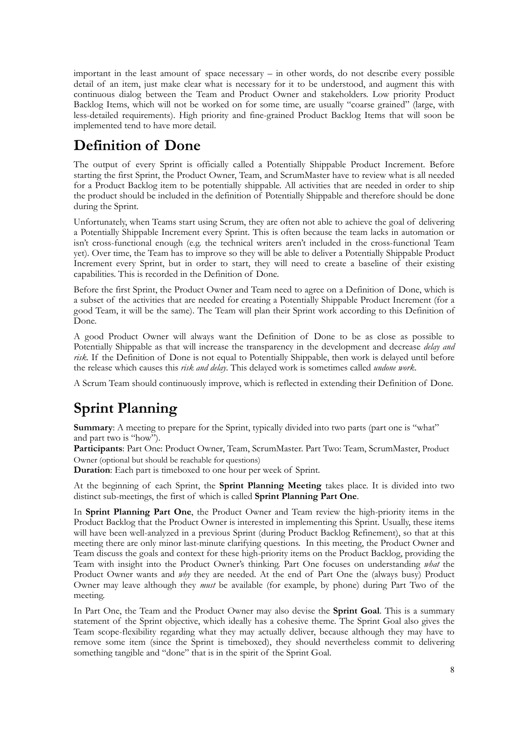important in the least amount of space necessary – in other words, do not describe every possible detail of an item, just make clear what is necessary for it to be understood, and augment this with continuous dialog between the Team and Product Owner and stakeholders. Low priority Product Backlog Items, which will not be worked on for some time, are usually "coarse grained" (large, with less-detailed requirements). High priority and fine-grained Product Backlog Items that will soon be implemented tend to have more detail.

# Definition of Done

The output of every Sprint is officially called a Potentially Shippable Product Increment. Before starting the first Sprint, the Product Owner, Team, and ScrumMaster have to review what is all needed for a Product Backlog item to be potentially shippable. All activities that are needed in order to ship the product should be included in the definition of Potentially Shippable and therefore should be done during the Sprint.

Unfortunately, when Teams start using Scrum, they are often not able to achieve the goal of delivering a Potentially Shippable Increment every Sprint. This is often because the team lacks in automation or isn't cross-functional enough (e.g. the technical writers aren't included in the cross-functional Team yet). Over time, the Team has to improve so they will be able to deliver a Potentially Shippable Product Increment every Sprint, but in order to start, they will need to create a baseline of their existing capabilities. This is recorded in the Definition of Done.

Before the first Sprint, the Product Owner and Team need to agree on a Definition of Done, which is a subset of the activities that are needed for creating a Potentially Shippable Product Increment (for a good Team, it will be the same). The Team will plan their Sprint work according to this Definition of Done.

A good Product Owner will always want the Definition of Done to be as close as possible to Potentially Shippable as that will increase the transparency in the development and decrease *delay and risk*. If the Definition of Done is not equal to Potentially Shippable, then work is delayed until before the release which causes this *risk and delay*. This delayed work is sometimes called *undone work*.

A Scrum Team should continuously improve, which is reflected in extending their Definition of Done.

# Sprint Planning

**Summary**: A meeting to prepare for the Sprint, typically divided into two parts (part one is "what" and part two is "how").
**Participants**: Part One: Product Owner, Team, ScrumMaster. Part Two: Team, ScrumMaster, Product Owner (optional but should be reachable for questions)
**Duration**: Each part is timeboxed to one hour per week of Sprint.

At the beginning of each Sprint, the **Sprint Planning Meeting** takes place. It is divided into two distinct sub-meetings, the first of which is called **Sprint Planning Part One**.

In **Sprint Planning Part One**, the Product Owner and Team review the high-priority items in the Product Backlog that the Product Owner is interested in implementing this Sprint. Usually, these items will have been well-analyzed in a previous Sprint (during Product Backlog Refinement), so that at this meeting there are only minor last-minute clarifying questions. In this meeting, the Product Owner and Team discuss the goals and context for these high-priority items on the Product Backlog, providing the Team with insight into the Product Owner's thinking. Part One focuses on understanding *what* the Product Owner wants and *why* they are needed. At the end of Part One the (always busy) Product Owner may leave although they *must* be available (for example, by phone) during Part Two of the meeting.

In Part One, the Team and the Product Owner may also devise the **Sprint Goal**. This is a summary statement of the Sprint objective, which ideally has a cohesive theme. The Sprint Goal also gives the Team scope-flexibility regarding what they may actually deliver, because although they may have to remove some item (since the Sprint is timeboxed), they should nevertheless commit to delivering something tangible and "done" that is in the spirit of the Sprint Goal.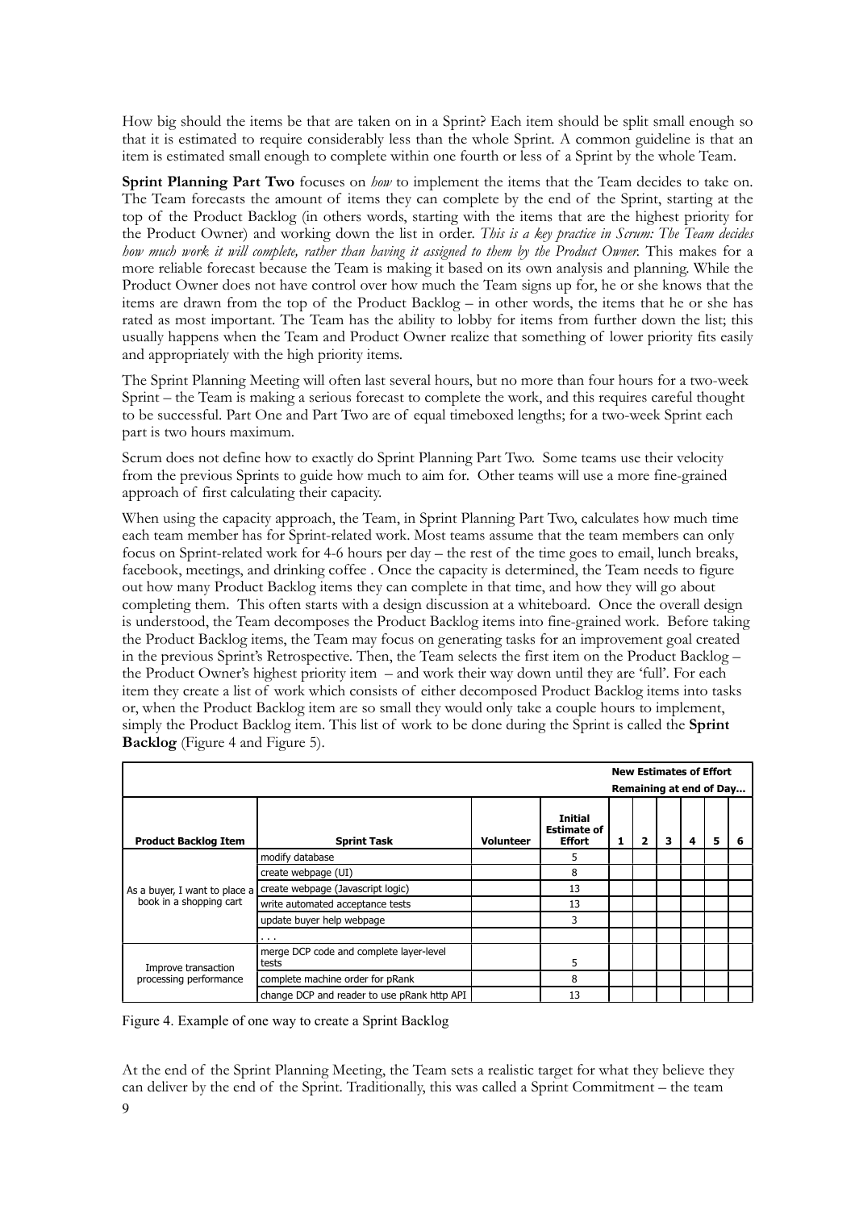How big should the items be that are taken on in a Sprint? Each item should be split small enough so that it is estimated to require considerably less than the whole Sprint. A common guideline is that an item is estimated small enough to complete within one fourth or less of a Sprint by the whole Team.

**Sprint Planning Part Two** focuses on *how* to implement the items that the Team decides to take on. The Team forecasts the amount of items they can complete by the end of the Sprint, starting at the top of the Product Backlog (in others words, starting with the items that are the highest priority for the Product Owner) and working down the list in order. *This is a key practice in Scrum: The Team decides how much work it will complete, rather than having it assigned to them by the Product Owner.* This makes for a more reliable forecast because the Team is making it based on its own analysis and planning. While the Product Owner does not have control over how much the Team signs up for, he or she knows that the items are drawn from the top of the Product Backlog – in other words, the items that he or she has rated as most important. The Team has the ability to lobby for items from further down the list; this usually happens when the Team and Product Owner realize that something of lower priority fits easily and appropriately with the high priority items.

The Sprint Planning Meeting will often last several hours, but no more than four hours for a two-week Sprint – the Team is making a serious forecast to complete the work, and this requires careful thought to be successful. Part One and Part Two are of equal timeboxed lengths; for a two-week Sprint each part is two hours maximum.

Scrum does not define how to exactly do Sprint Planning Part Two. Some teams use their velocity from the previous Sprints to guide how much to aim for. Other teams will use a more fine-grained approach of first calculating their capacity.

When using the capacity approach, the Team, in Sprint Planning Part Two, calculates how much time each team member has for Sprint-related work. Most teams assume that the team members can only focus on Sprint-related work for 4-6 hours per day – the rest of the time goes to email, lunch breaks, facebook, meetings, and drinking coffee . Once the capacity is determined, the Team needs to figure out how many Product Backlog items they can complete in that time, and how they will go about completing them. This often starts with a design discussion at a whiteboard. Once the overall design is understood, the Team decomposes the Product Backlog items into fine-grained work. Before taking the Product Backlog items, the Team may focus on generating tasks for an improvement goal created in the previous Sprint's Retrospective. Then, the Team selects the first item on the Product Backlog – the Product Owner's highest priority item – and work their way down until they are 'full'. For each item they create a list of work which consists of either decomposed Product Backlog items into tasks or, when the Product Backlog item are so small they would only take a couple hours to implement, simply the Product Backlog item. This list of work to be done during the Sprint is called the **Sprint Backlog** (Figure 4 and Figure 5).

| | | | | New Estimates of Effort Remaining at end of Day... | | | | | |
|---|---|---|---|---|---|---|---|---|---|
| **Product Backlog Item** | **Sprint Task** | **Volunteer** | **Initial Estimate of Effort** | **1** | **2** | **3** | **4** | **5** | **6** |
| As a buyer, I want to place a book in a shopping cart | modify database | | 5 | | | | | | |
| | create webpage (UI) | | 8 | | | | | | |
| | create webpage (Javascript logic) | | 13 | | | | | | |
| | write automated acceptance tests | | 13 | | | | | | |
| | update buyer help webpage | | 3 | | | | | | |
| | . . . | | | | | | | | |
| Improve transaction processing performance | merge DCP code and complete layer-level tests | | 5 | | | | | | |
| | complete machine order for pRank | | 8 | | | | | | |
| | change DCP and reader to use pRank http API | | 13 | | | | | | |

Figure 4. Example of one way to create a Sprint Backlog

At the end of the Sprint Planning Meeting, the Team sets a realistic target for what they believe they can deliver by the end of the Sprint. Traditionally, this was called a Sprint Commitment – the team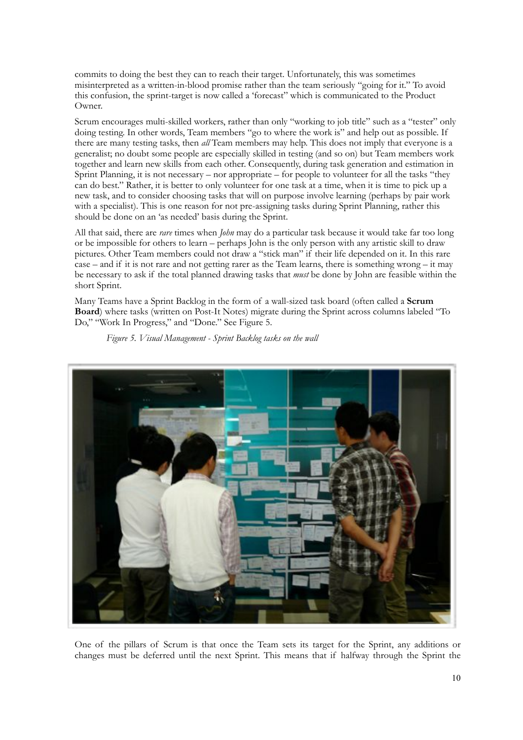commits to doing the best they can to reach their target. Unfortunately, this was sometimes misinterpreted as a written-in-blood promise rather than the team seriously "going for it." To avoid this confusion, the sprint-target is now called a 'forecast" which is communicated to the Product Owner.

Scrum encourages multi-skilled workers, rather than only "working to job title" such as a "tester" only doing testing. In other words, Team members "go to where the work is" and help out as possible. If there are many testing tasks, then *all* Team members may help. This does not imply that everyone is a generalist; no doubt some people are especially skilled in testing (and so on) but Team members work together and learn new skills from each other. Consequently, during task generation and estimation in Sprint Planning, it is not necessary – nor appropriate – for people to volunteer for all the tasks "they can do best." Rather, it is better to only volunteer for one task at a time, when it is time to pick up a new task, and to consider choosing tasks that will on purpose involve learning (perhaps by pair work with a specialist). This is one reason for not pre-assigning tasks during Sprint Planning, rather this should be done on an 'as needed' basis during the Sprint.

All that said, there are *rare* times when *John* may do a particular task because it would take far too long or be impossible for others to learn – perhaps John is the only person with any artistic skill to draw pictures. Other Team members could not draw a "stick man" if their life depended on it. In this rare case – and if it is not rare and not getting rarer as the Team learns, there is something wrong – it may be necessary to ask if the total planned drawing tasks that *must* be done by John are feasible within the short Sprint.

Many Teams have a Sprint Backlog in the form of a wall-sized task board (often called a **Scrum Board**) where tasks (written on Post-It Notes) migrate during the Sprint across columns labeled "To Do," "Work In Progress," and "Done." See Figure 5.

*Figure 5. Visual Management - Sprint Backlog tasks on the wall*

One of the pillars of Scrum is that once the Team sets its target for the Sprint, any additions or changes must be deferred until the next Sprint. This means that if halfway through the Sprint the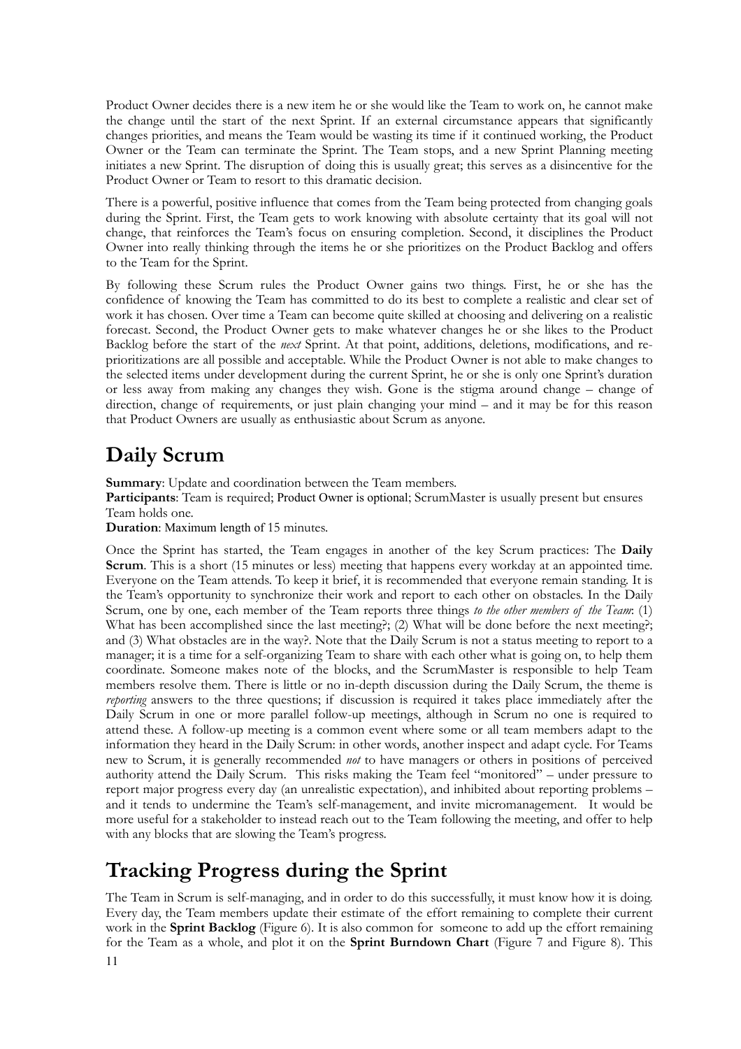Product Owner decides there is a new item he or she would like the Team to work on, he cannot make the change until the start of the next Sprint. If an external circumstance appears that significantly changes priorities, and means the Team would be wasting its time if it continued working, the Product Owner or the Team can terminate the Sprint. The Team stops, and a new Sprint Planning meeting initiates a new Sprint. The disruption of doing this is usually great; this serves as a disincentive for the Product Owner or Team to resort to this dramatic decision.

There is a powerful, positive influence that comes from the Team being protected from changing goals during the Sprint. First, the Team gets to work knowing with absolute certainty that its goal will not change, that reinforces the Team's focus on ensuring completion. Second, it disciplines the Product Owner into really thinking through the items he or she prioritizes on the Product Backlog and offers to the Team for the Sprint.

By following these Scrum rules the Product Owner gains two things. First, he or she has the confidence of knowing the Team has committed to do its best to complete a realistic and clear set of work it has chosen. Over time a Team can become quite skilled at choosing and delivering on a realistic forecast. Second, the Product Owner gets to make whatever changes he or she likes to the Product Backlog before the start of the *next* Sprint. At that point, additions, deletions, modifications, and re-prioritizations are all possible and acceptable. While the Product Owner is not able to make changes to the selected items under development during the current Sprint, he or she is only one Sprint's duration or less away from making any changes they wish. Gone is the stigma around change – change of direction, change of requirements, or just plain changing your mind – and it may be for this reason that Product Owners are usually as enthusiastic about Scrum as anyone.

# Daily Scrum

**Summary**: Update and coordination between the Team members.
**Participants**: Team is required; Product Owner is optional; ScrumMaster is usually present but ensures Team holds one.
**Duration**: Maximum length of 15 minutes.

Once the Sprint has started, the Team engages in another of the key Scrum practices: The **Daily Scrum**. This is a short (15 minutes or less) meeting that happens every workday at an appointed time. Everyone on the Team attends. To keep it brief, it is recommended that everyone remain standing. It is the Team's opportunity to synchronize their work and report to each other on obstacles. In the Daily Scrum, one by one, each member of the Team reports three things *to the other members of the Team*: (1) What has been accomplished since the last meeting?; (2) What will be done before the next meeting?; and (3) What obstacles are in the way?. Note that the Daily Scrum is not a status meeting to report to a manager; it is a time for a self-organizing Team to share with each other what is going on, to help them coordinate. Someone makes note of the blocks, and the ScrumMaster is responsible to help Team members resolve them. There is little or no in-depth discussion during the Daily Scrum, the theme is *reporting* answers to the three questions; if discussion is required it takes place immediately after the Daily Scrum in one or more parallel follow-up meetings, although in Scrum no one is required to attend these. A follow-up meeting is a common event where some or all team members adapt to the information they heard in the Daily Scrum: in other words, another inspect and adapt cycle. For Teams new to Scrum, it is generally recommended *not* to have managers or others in positions of perceived authority attend the Daily Scrum. This risks making the Team feel "monitored" – under pressure to report major progress every day (an unrealistic expectation), and inhibited about reporting problems – and it tends to undermine the Team's self-management, and invite micromanagement. It would be more useful for a stakeholder to instead reach out to the Team following the meeting, and offer to help with any blocks that are slowing the Team's progress.

# Tracking Progress during the Sprint

The Team in Scrum is self-managing, and in order to do this successfully, it must know how it is doing. Every day, the Team members update their estimate of the effort remaining to complete their current work in the **Sprint Backlog** (Figure 6). It is also common for someone to add up the effort remaining for the Team as a whole, and plot it on the **Sprint Burndown Chart** (Figure 7 and Figure 8). This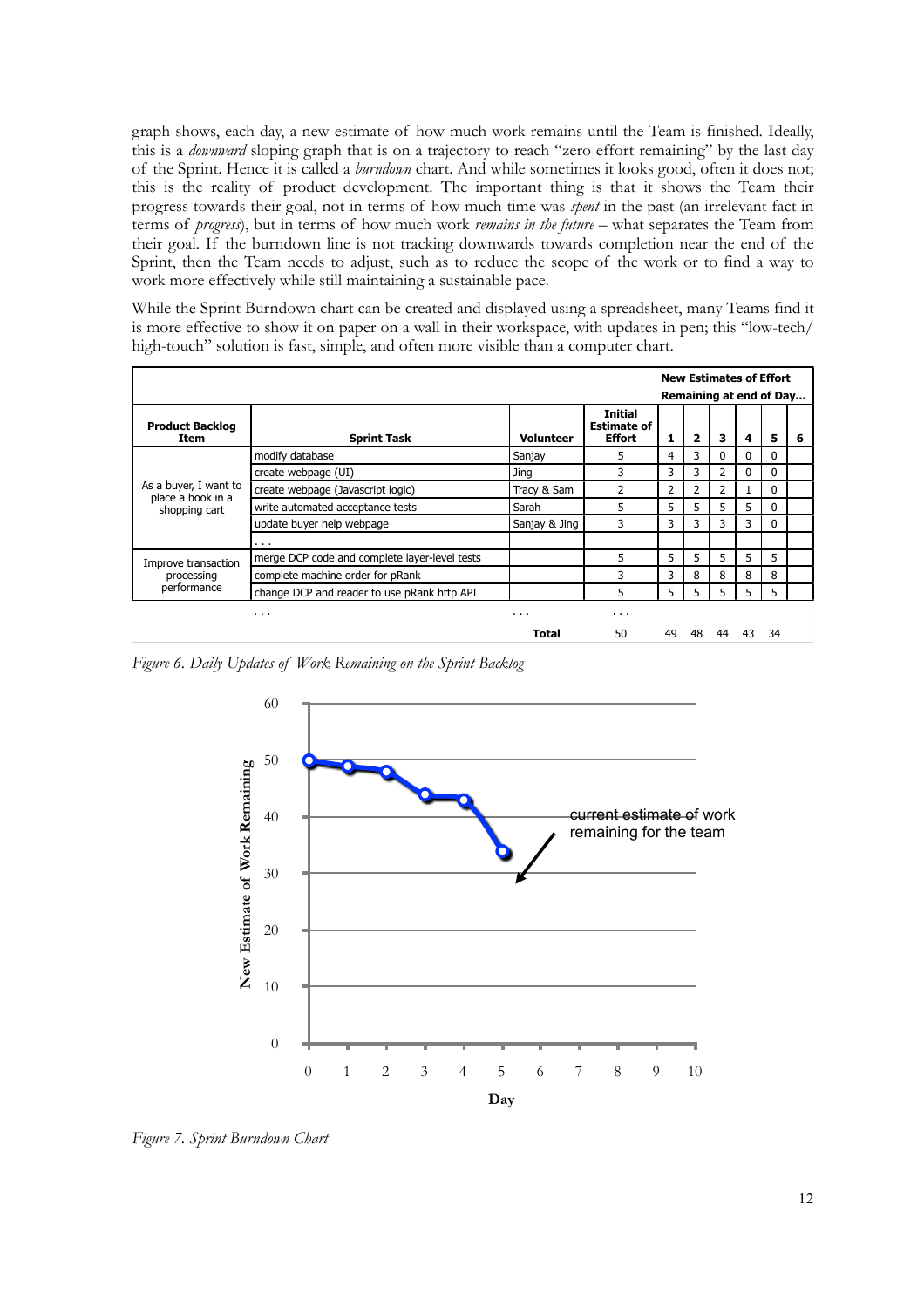graph shows, each day, a new estimate of how much work remains until the Team is finished. Ideally, this is a *downward* sloping graph that is on a trajectory to reach "zero effort remaining" by the last day of the Sprint. Hence it is called a *burndown* chart. And while sometimes it looks good, often it does not; this is the reality of product development. The important thing is that it shows the Team their progress towards their goal, not in terms of how much time was *spent* in the past (an irrelevant fact in terms of *progress*), but in terms of how much work *remains in the future* – what separates the Team from their goal. If the burndown line is not tracking downwards towards completion near the end of the Sprint, then the Team needs to adjust, such as to reduce the scope of the work or to find a way to work more effectively while still maintaining a sustainable pace.

While the Sprint Burndown chart can be created and displayed using a spreadsheet, many Teams find it is more effective to show it on paper on a wall in their workspace, with updates in pen; this "low-tech/ high-touch" solution is fast, simple, and often more visible than a computer chart.

| | | | | New Estimates of Effort Remaining at end of Day... | | | | | |
|---|---|---|---|---|---|---|---|---|---|
| **Product Backlog Item** | **Sprint Task** | **Volunteer** | **Initial Estimate of Effort** | **1** | **2** | **3** | **4** | **5** | **6** |
| As a buyer, I want to place a book in a shopping cart | modify database | Sanjay | 5 | 4 | 3 | 0 | 0 | 0 | |
| | create webpage (UI) | Jing | 3 | 3 | 3 | 2 | 0 | 0 | |
| | create webpage (Javascript logic) | Tracy & Sam | 2 | 2 | 2 | 2 | 1 | 0 | |
| | write automated acceptance tests | Sarah | 5 | 5 | 5 | 5 | 5 | 0 | |
| | update buyer help webpage | Sanjay & Jing | 3 | 3 | 3 | 3 | 3 | 0 | |
| | ... | | | | | | | | |
| Improve transaction processing performance | merge DCP code and complete layer-level tests | | 5 | 5 | 5 | 5 | 5 | 5 | |
| | complete machine order for pRank | | 3 | 3 | 8 | 8 | 8 | 8 | |
| | change DCP and reader to use pRank http API | | 5 | 5 | 5 | 5 | 5 | 5 | |
| | ... | ... | ... | | | | | | |
| | | **Total** | 50 | 49 | 48 | 44 | 43 | 34 | |

*Figure 6. Daily Updates of Work Remaining on the Sprint Backlog*

*Figure 7. Sprint Burndown Chart*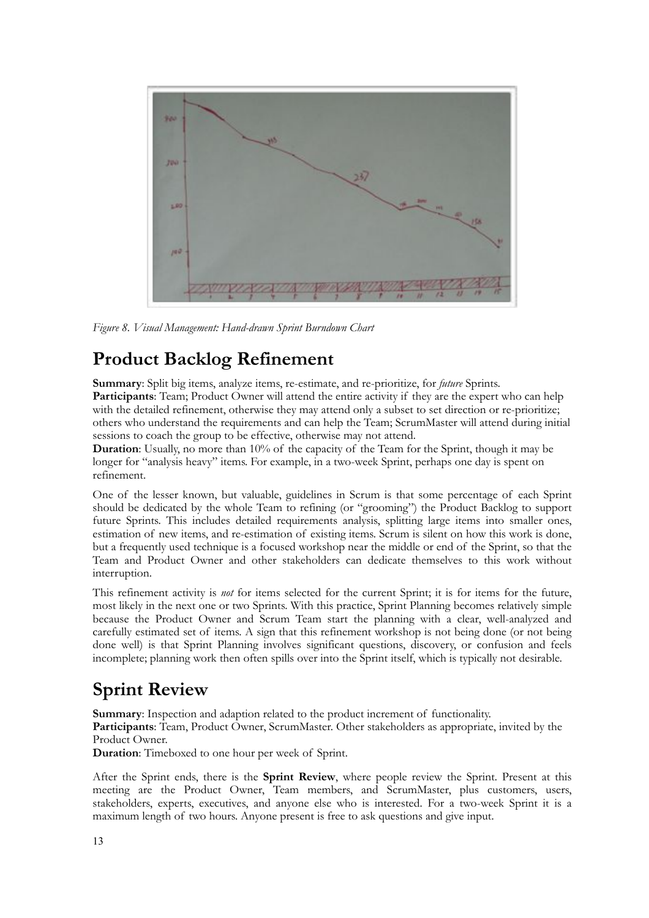*Figure 8. Visual Management: Hand-drawn Sprint Burndown Chart*

## Product Backlog Refinement

**Summary**: Split big items, analyze items, re-estimate, and re-prioritize, for *future* Sprints.
**Participants**: Team; Product Owner will attend the entire activity if they are the expert who can help with the detailed refinement, otherwise they may attend only a subset to set direction or re-prioritize; others who understand the requirements and can help the Team; ScrumMaster will attend during initial sessions to coach the group to be effective, otherwise may not attend.
**Duration**: Usually, no more than 10% of the capacity of the Team for the Sprint, though it may be longer for "analysis heavy" items. For example, in a two-week Sprint, perhaps one day is spent on refinement.

One of the lesser known, but valuable, guidelines in Scrum is that some percentage of each Sprint should be dedicated by the whole Team to refining (or "grooming") the Product Backlog to support future Sprints. This includes detailed requirements analysis, splitting large items into smaller ones, estimation of new items, and re-estimation of existing items. Scrum is silent on how this work is done, but a frequently used technique is a focused workshop near the middle or end of the Sprint, so that the Team and Product Owner and other stakeholders can dedicate themselves to this work without interruption.

This refinement activity is *not* for items selected for the current Sprint; it is for items for the future, most likely in the next one or two Sprints. With this practice, Sprint Planning becomes relatively simple because the Product Owner and Scrum Team start the planning with a clear, well-analyzed and carefully estimated set of items. A sign that this refinement workshop is not being done (or not being done well) is that Sprint Planning involves significant questions, discovery, or confusion and feels incomplete; planning work then often spills over into the Sprint itself, which is typically not desirable.

## Sprint Review

**Summary**: Inspection and adaption related to the product increment of functionality.
**Participants**: Team, Product Owner, ScrumMaster. Other stakeholders as appropriate, invited by the Product Owner.
**Duration**: Timeboxed to one hour per week of Sprint.

After the Sprint ends, there is the **Sprint Review**, where people review the Sprint. Present at this meeting are the Product Owner, Team members, and ScrumMaster, plus customers, users, stakeholders, experts, executives, and anyone else who is interested. For a two-week Sprint it is a maximum length of two hours. Anyone present is free to ask questions and give input.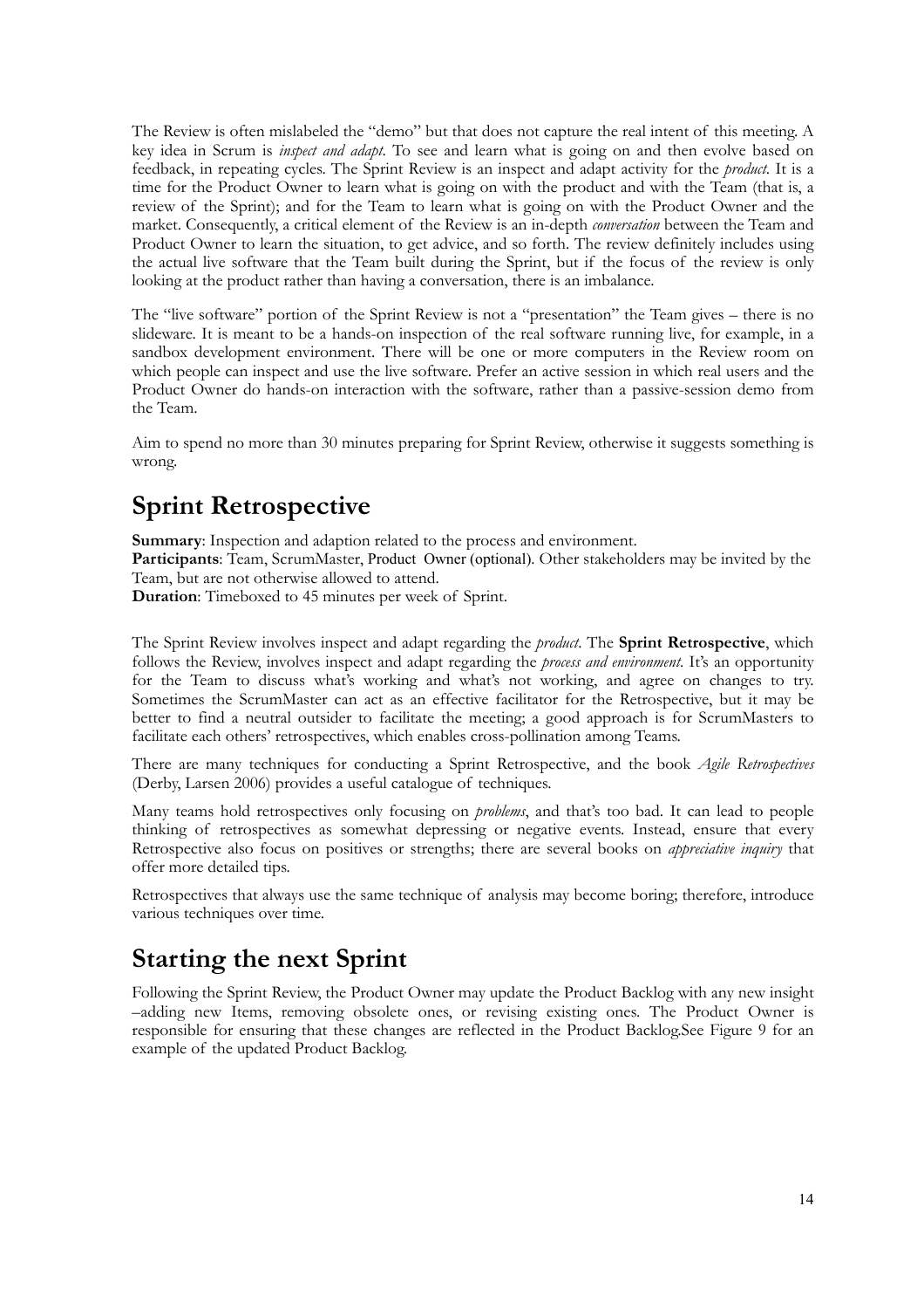The Review is often mislabeled the "demo" but that does not capture the real intent of this meeting. A key idea in Scrum is *inspect and adapt*. To see and learn what is going on and then evolve based on feedback, in repeating cycles. The Sprint Review is an inspect and adapt activity for the *product*. It is a time for the Product Owner to learn what is going on with the product and with the Team (that is, a review of the Sprint); and for the Team to learn what is going on with the Product Owner and the market. Consequently, a critical element of the Review is an in-depth *conversation* between the Team and Product Owner to learn the situation, to get advice, and so forth. The review definitely includes using the actual live software that the Team built during the Sprint, but if the focus of the review is only looking at the product rather than having a conversation, there is an imbalance.

The "live software" portion of the Sprint Review is not a "presentation" the Team gives – there is no slideware. It is meant to be a hands-on inspection of the real software running live, for example, in a sandbox development environment. There will be one or more computers in the Review room on which people can inspect and use the live software. Prefer an active session in which real users and the Product Owner do hands-on interaction with the software, rather than a passive-session demo from the Team.

Aim to spend no more than 30 minutes preparing for Sprint Review, otherwise it suggests something is wrong.

## Sprint Retrospective

**Summary**: Inspection and adaption related to the process and environment.
**Participants**: Team, ScrumMaster, Product Owner (optional). Other stakeholders may be invited by the Team, but are not otherwise allowed to attend.
**Duration**: Timeboxed to 45 minutes per week of Sprint.

The Sprint Review involves inspect and adapt regarding the *product*. The **Sprint Retrospective**, which follows the Review, involves inspect and adapt regarding the *process and environment*. It's an opportunity for the Team to discuss what's working and what's not working, and agree on changes to try. Sometimes the ScrumMaster can act as an effective facilitator for the Retrospective, but it may be better to find a neutral outsider to facilitate the meeting; a good approach is for ScrumMasters to facilitate each others' retrospectives, which enables cross-pollination among Teams.

There are many techniques for conducting a Sprint Retrospective, and the book *Agile Retrospectives* (Derby, Larsen 2006) provides a useful catalogue of techniques.

Many teams hold retrospectives only focusing on *problems*, and that's too bad. It can lead to people thinking of retrospectives as somewhat depressing or negative events. Instead, ensure that every Retrospective also focus on positives or strengths; there are several books on *appreciative inquiry* that offer more detailed tips.

Retrospectives that always use the same technique of analysis may become boring; therefore, introduce various techniques over time.

## Starting the next Sprint

Following the Sprint Review, the Product Owner may update the Product Backlog with any new insight –adding new Items, removing obsolete ones, or revising existing ones. The Product Owner is responsible for ensuring that these changes are reflected in the Product Backlog.See Figure 9 for an example of the updated Product Backlog.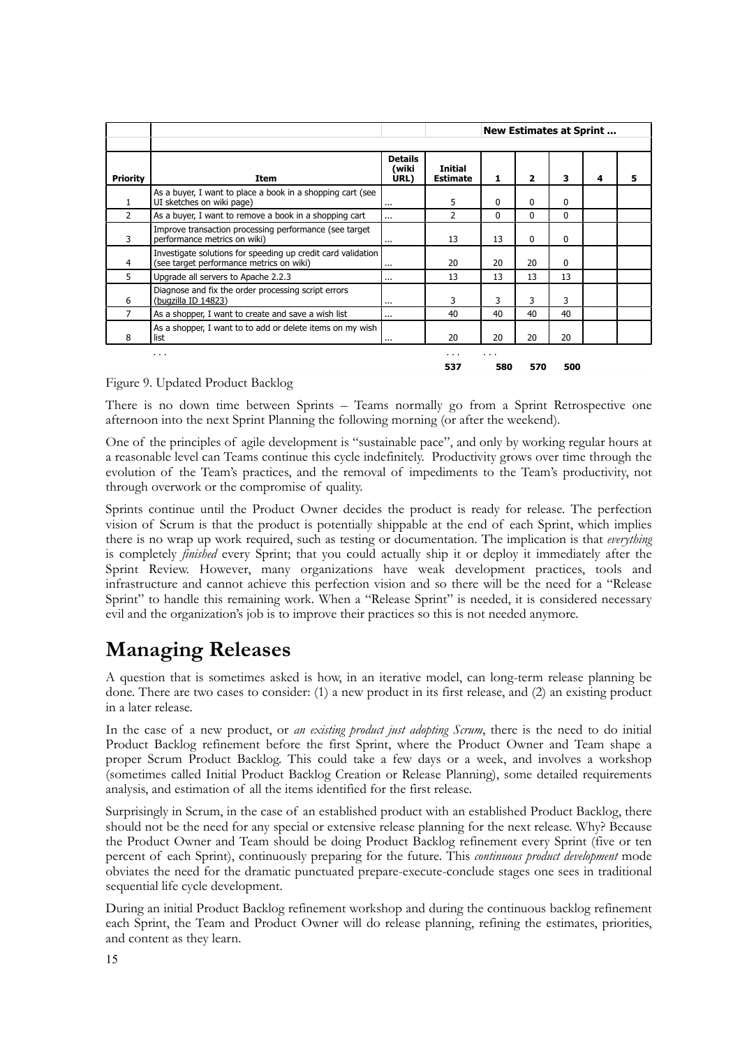| | | | | New Estimates at Sprint ... | | | | |
|---|---|---|---|---|---|---|---|---|
| **Priority** | **Item** | **Details (wiki URL)** | **Initial Estimate** | **1** | **2** | **3** | **4** | **5** |
| 1 | As a buyer, I want to place a book in a shopping cart (see UI sketches on wiki page) | ... | 5 | 0 | 0 | 0 | | |
| 2 | As a buyer, I want to remove a book in a shopping cart | ... | 2 | 0 | 0 | 0 | | |
| 3 | Improve transaction processing performance (see target performance metrics on wiki) | ... | 13 | 13 | 0 | 0 | | |
| 4 | Investigate solutions for speeding up credit card validation (see target performance metrics on wiki) | ... | 20 | 20 | 20 | 0 | | |
| 5 | Upgrade all servers to Apache 2.2.3 | ... | 13 | 13 | 13 | 13 | | |
| 6 | Diagnose and fix the order processing script errors (bugzilla ID 14823) | ... | 3 | 3 | 3 | 3 | | |
| 7 | As a shopper, I want to create and save a wish list | ... | 40 | 40 | 40 | 40 | | |
| 8 | As a shopper, I want to to add or delete items on my wish list | ... | 20 | 20 | 20 | 20 | | |
| | ... | | ... | ... | | | | |
| | | | **537** | **580** | **570** | **500** | | |

Figure 9. Updated Product Backlog

There is no down time between Sprints – Teams normally go from a Sprint Retrospective one afternoon into the next Sprint Planning the following morning (or after the weekend).

One of the principles of agile development is "sustainable pace", and only by working regular hours at a reasonable level can Teams continue this cycle indefinitely. Productivity grows over time through the evolution of the Team's practices, and the removal of impediments to the Team's productivity, not through overwork or the compromise of quality.

Sprints continue until the Product Owner decides the product is ready for release. The perfection vision of Scrum is that the product is potentially shippable at the end of each Sprint, which implies there is no wrap up work required, such as testing or documentation. The implication is that *everything* is completely *finished* every Sprint; that you could actually ship it or deploy it immediately after the Sprint Review. However, many organizations have weak development practices, tools and infrastructure and cannot achieve this perfection vision and so there will be the need for a "Release Sprint" to handle this remaining work. When a "Release Sprint" is needed, it is considered necessary evil and the organization's job is to improve their practices so this is not needed anymore.

# Managing Releases

A question that is sometimes asked is how, in an iterative model, can long-term release planning be done. There are two cases to consider: (1) a new product in its first release, and (2) an existing product in a later release.

In the case of a new product, or *an existing product just adopting Scrum*, there is the need to do initial Product Backlog refinement before the first Sprint, where the Product Owner and Team shape a proper Scrum Product Backlog. This could take a few days or a week, and involves a workshop (sometimes called Initial Product Backlog Creation or Release Planning), some detailed requirements analysis, and estimation of all the items identified for the first release.

Surprisingly in Scrum, in the case of an established product with an established Product Backlog, there should not be the need for any special or extensive release planning for the next release. Why? Because the Product Owner and Team should be doing Product Backlog refinement every Sprint (five or ten percent of each Sprint), continuously preparing for the future. This *continuous product development* mode obviates the need for the dramatic punctuated prepare-execute-conclude stages one sees in traditional sequential life cycle development.

During an initial Product Backlog refinement workshop and during the continuous backlog refinement each Sprint, the Team and Product Owner will do release planning, refining the estimates, priorities, and content as they learn.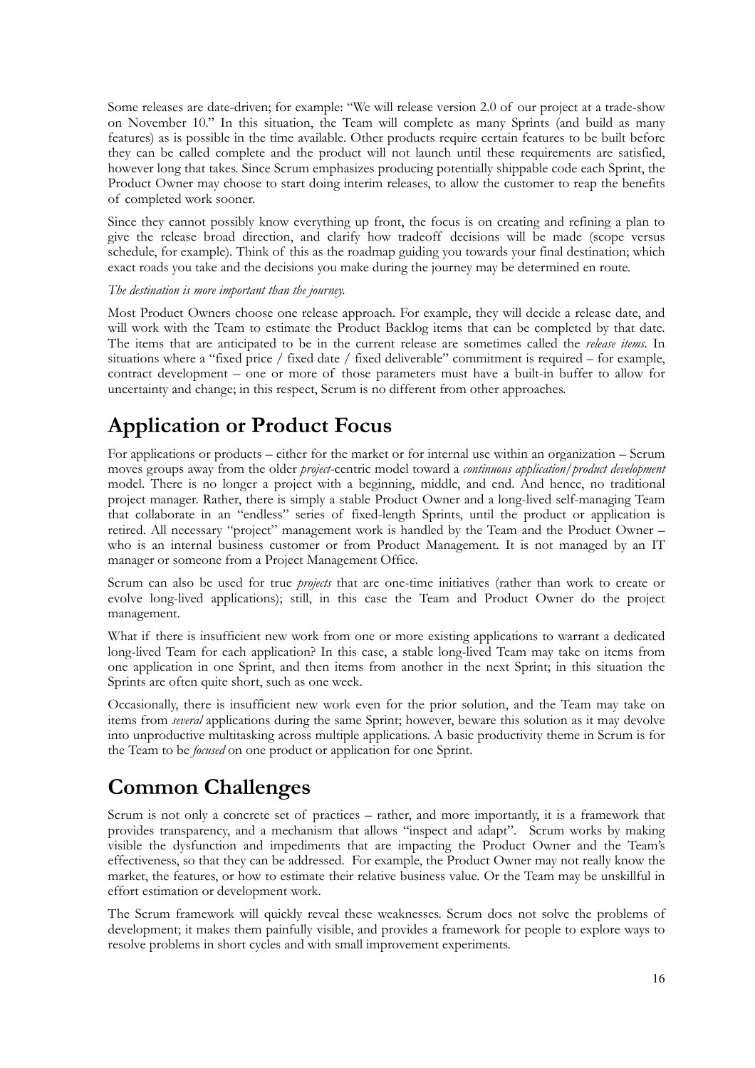Some releases are date-driven; for example: "We will release version 2.0 of our project at a trade-show on November 10." In this situation, the Team will complete as many Sprints (and build as many features) as is possible in the time available. Other products require certain features to be built before they can be called complete and the product will not launch until these requirements are satisfied, however long that takes. Since Scrum emphasizes producing potentially shippable code each Sprint, the Product Owner may choose to start doing interim releases, to allow the customer to reap the benefits of completed work sooner.

Since they cannot possibly know everything up front, the focus is on creating and refining a plan to give the release broad direction, and clarify how tradeoff decisions will be made (scope versus schedule, for example). Think of this as the roadmap guiding you towards your final destination; which exact roads you take and the decisions you make during the journey may be determined en route.

*The destination is more important than the journey.*

Most Product Owners choose one release approach. For example, they will decide a release date, and will work with the Team to estimate the Product Backlog items that can be completed by that date. The items that are anticipated to be in the current release are sometimes called the *release items*. In situations where a "fixed price / fixed date / fixed deliverable" commitment is required – for example, contract development – one or more of those parameters must have a built-in buffer to allow for uncertainty and change; in this respect, Scrum is no different from other approaches.

# Application or Product Focus

For applications or products – either for the market or for internal use within an organization – Scrum moves groups away from the older *project*-centric model toward a *continuous application/product development* model. There is no longer a project with a beginning, middle, and end. And hence, no traditional project manager. Rather, there is simply a stable Product Owner and a long-lived self-managing Team that collaborate in an "endless" series of fixed-length Sprints, until the product or application is retired. All necessary "project" management work is handled by the Team and the Product Owner – who is an internal business customer or from Product Management. It is not managed by an IT manager or someone from a Project Management Office.

Scrum can also be used for true *projects* that are one-time initiatives (rather than work to create or evolve long-lived applications); still, in this case the Team and Product Owner do the project management.

What if there is insufficient new work from one or more existing applications to warrant a dedicated long-lived Team for each application? In this case, a stable long-lived Team may take on items from one application in one Sprint, and then items from another in the next Sprint; in this situation the Sprints are often quite short, such as one week.

Occasionally, there is insufficient new work even for the prior solution, and the Team may take on items from *several* applications during the same Sprint; however, beware this solution as it may devolve into unproductive multitasking across multiple applications. A basic productivity theme in Scrum is for the Team to be *focused* on one product or application for one Sprint.

# Common Challenges

Scrum is not only a concrete set of practices – rather, and more importantly, it is a framework that provides transparency, and a mechanism that allows "inspect and adapt". Scrum works by making visible the dysfunction and impediments that are impacting the Product Owner and the Team's effectiveness, so that they can be addressed. For example, the Product Owner may not really know the market, the features, or how to estimate their relative business value. Or the Team may be unskillful in effort estimation or development work.

The Scrum framework will quickly reveal these weaknesses. Scrum does not solve the problems of development; it makes them painfully visible, and provides a framework for people to explore ways to resolve problems in short cycles and with small improvement experiments.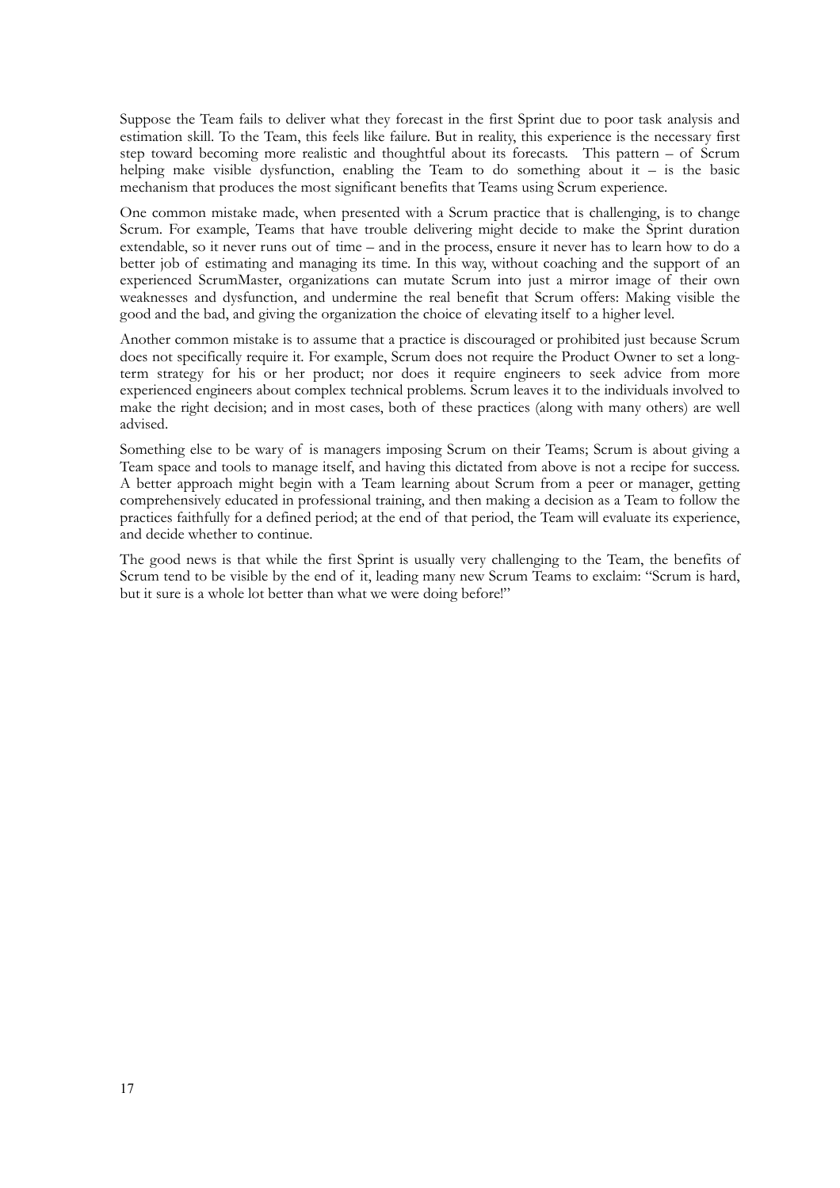Suppose the Team fails to deliver what they forecast in the first Sprint due to poor task analysis and estimation skill. To the Team, this feels like failure. But in reality, this experience is the necessary first step toward becoming more realistic and thoughtful about its forecasts. This pattern – of Scrum helping make visible dysfunction, enabling the Team to do something about it – is the basic mechanism that produces the most significant benefits that Teams using Scrum experience.

One common mistake made, when presented with a Scrum practice that is challenging, is to change Scrum. For example, Teams that have trouble delivering might decide to make the Sprint duration extendable, so it never runs out of time – and in the process, ensure it never has to learn how to do a better job of estimating and managing its time. In this way, without coaching and the support of an experienced ScrumMaster, organizations can mutate Scrum into just a mirror image of their own weaknesses and dysfunction, and undermine the real benefit that Scrum offers: Making visible the good and the bad, and giving the organization the choice of elevating itself to a higher level.

Another common mistake is to assume that a practice is discouraged or prohibited just because Scrum does not specifically require it. For example, Scrum does not require the Product Owner to set a long-term strategy for his or her product; nor does it require engineers to seek advice from more experienced engineers about complex technical problems. Scrum leaves it to the individuals involved to make the right decision; and in most cases, both of these practices (along with many others) are well advised.

Something else to be wary of is managers imposing Scrum on their Teams; Scrum is about giving a Team space and tools to manage itself, and having this dictated from above is not a recipe for success. A better approach might begin with a Team learning about Scrum from a peer or manager, getting comprehensively educated in professional training, and then making a decision as a Team to follow the practices faithfully for a defined period; at the end of that period, the Team will evaluate its experience, and decide whether to continue.

The good news is that while the first Sprint is usually very challenging to the Team, the benefits of Scrum tend to be visible by the end of it, leading many new Scrum Teams to exclaim: "Scrum is hard, but it sure is a whole lot better than what we were doing before!"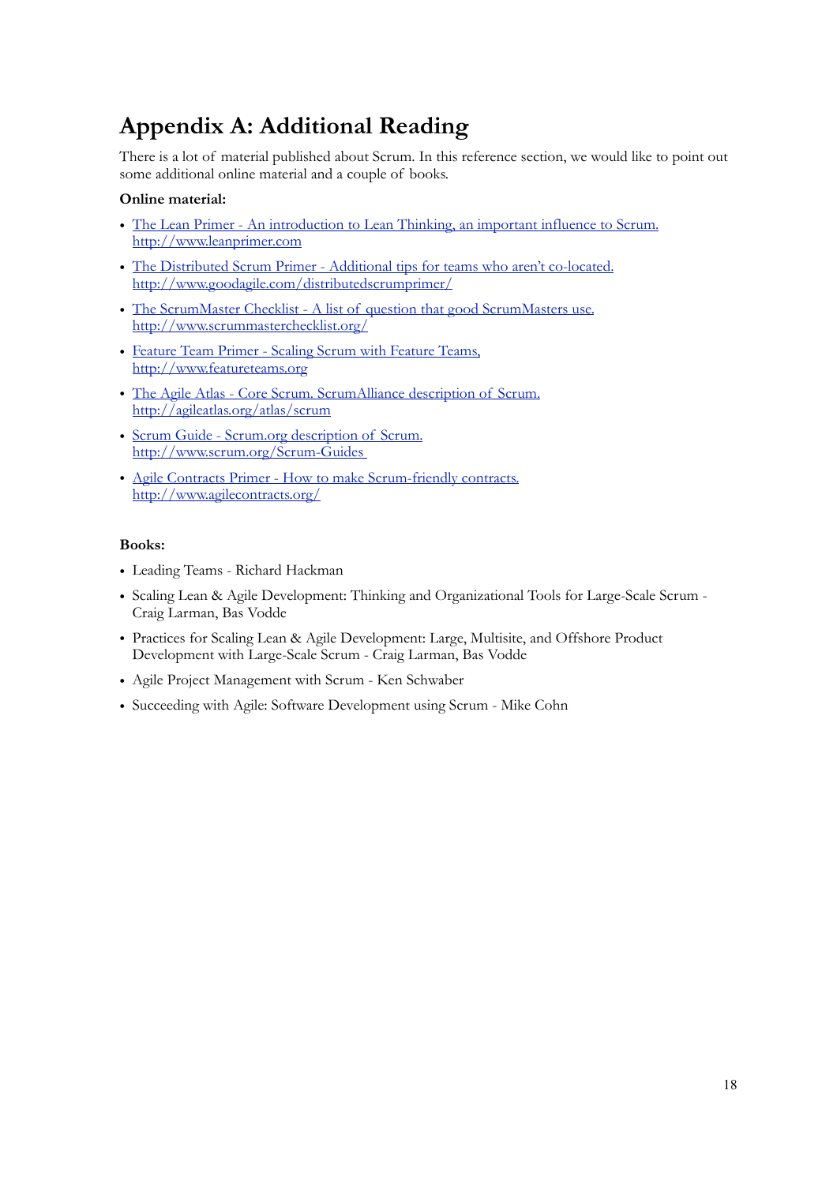# Appendix A: Additional Reading

There is a lot of material published about Scrum. In this reference section, we would like to point out some additional online material and a couple of books.

**Online material:**

- The Lean Primer - An introduction to Lean Thinking, an important influence to Scrum. http://www.leanprimer.com
- The Distributed Scrum Primer - Additional tips for teams who aren't co-located. http://www.goodagile.com/distributedscrumprimer/
- The ScrumMaster Checklist - A list of question that good ScrumMasters use. http://www.scrummasterchecklist.org/
- Feature Team Primer - Scaling Scrum with Feature Teams, http://www.featureteams.org
- The Agile Atlas - Core Scrum. ScrumAlliance description of Scrum. http://agileatlas.org/atlas/scrum
- Scrum Guide - Scrum.org description of Scrum. http://www.scrum.org/Scrum-Guides
- Agile Contracts Primer - How to make Scrum-friendly contracts. http://www.agilecontracts.org/

**Books:**

- Leading Teams - Richard Hackman
- Scaling Lean & Agile Development: Thinking and Organizational Tools for Large-Scale Scrum - Craig Larman, Bas Vodde
- Practices for Scaling Lean & Agile Development: Large, Multisite, and Offshore Product Development with Large-Scale Scrum - Craig Larman, Bas Vodde
- Agile Project Management with Scrum - Ken Schwaber
- Succeeding with Agile: Software Development using Scrum - Mike Cohn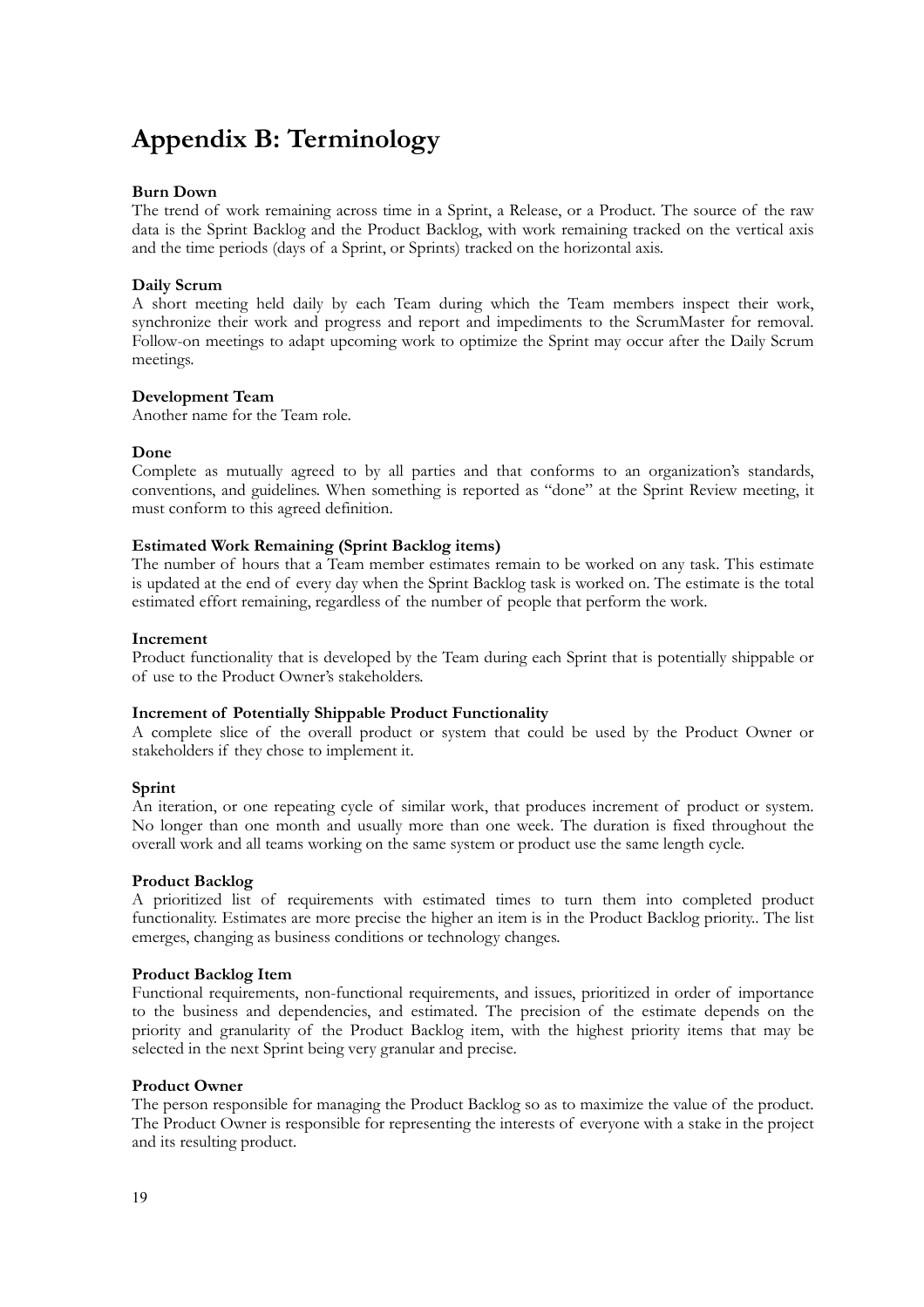# Appendix B: Terminology

**Burn Down**
The trend of work remaining across time in a Sprint, a Release, or a Product. The source of the raw data is the Sprint Backlog and the Product Backlog, with work remaining tracked on the vertical axis and the time periods (days of a Sprint, or Sprints) tracked on the horizontal axis.

**Daily Scrum**
A short meeting held daily by each Team during which the Team members inspect their work, synchronize their work and progress and report and impediments to the ScrumMaster for removal. Follow-on meetings to adapt upcoming work to optimize the Sprint may occur after the Daily Scrum meetings.

**Development Team**
Another name for the Team role.

**Done**
Complete as mutually agreed to by all parties and that conforms to an organization's standards, conventions, and guidelines. When something is reported as "done" at the Sprint Review meeting, it must conform to this agreed definition.

**Estimated Work Remaining (Sprint Backlog items)**
The number of hours that a Team member estimates remain to be worked on any task. This estimate is updated at the end of every day when the Sprint Backlog task is worked on. The estimate is the total estimated effort remaining, regardless of the number of people that perform the work.

**Increment**
Product functionality that is developed by the Team during each Sprint that is potentially shippable or of use to the Product Owner's stakeholders.

**Increment of Potentially Shippable Product Functionality**
A complete slice of the overall product or system that could be used by the Product Owner or stakeholders if they chose to implement it.

**Sprint**
An iteration, or one repeating cycle of similar work, that produces increment of product or system. No longer than one month and usually more than one week. The duration is fixed throughout the overall work and all teams working on the same system or product use the same length cycle.

**Product Backlog**
A prioritized list of requirements with estimated times to turn them into completed product functionality. Estimates are more precise the higher an item is in the Product Backlog priority.. The list emerges, changing as business conditions or technology changes.

**Product Backlog Item**
Functional requirements, non-functional requirements, and issues, prioritized in order of importance to the business and dependencies, and estimated. The precision of the estimate depends on the priority and granularity of the Product Backlog item, with the highest priority items that may be selected in the next Sprint being very granular and precise.

**Product Owner**
The person responsible for managing the Product Backlog so as to maximize the value of the product. The Product Owner is responsible for representing the interests of everyone with a stake in the project and its resulting product.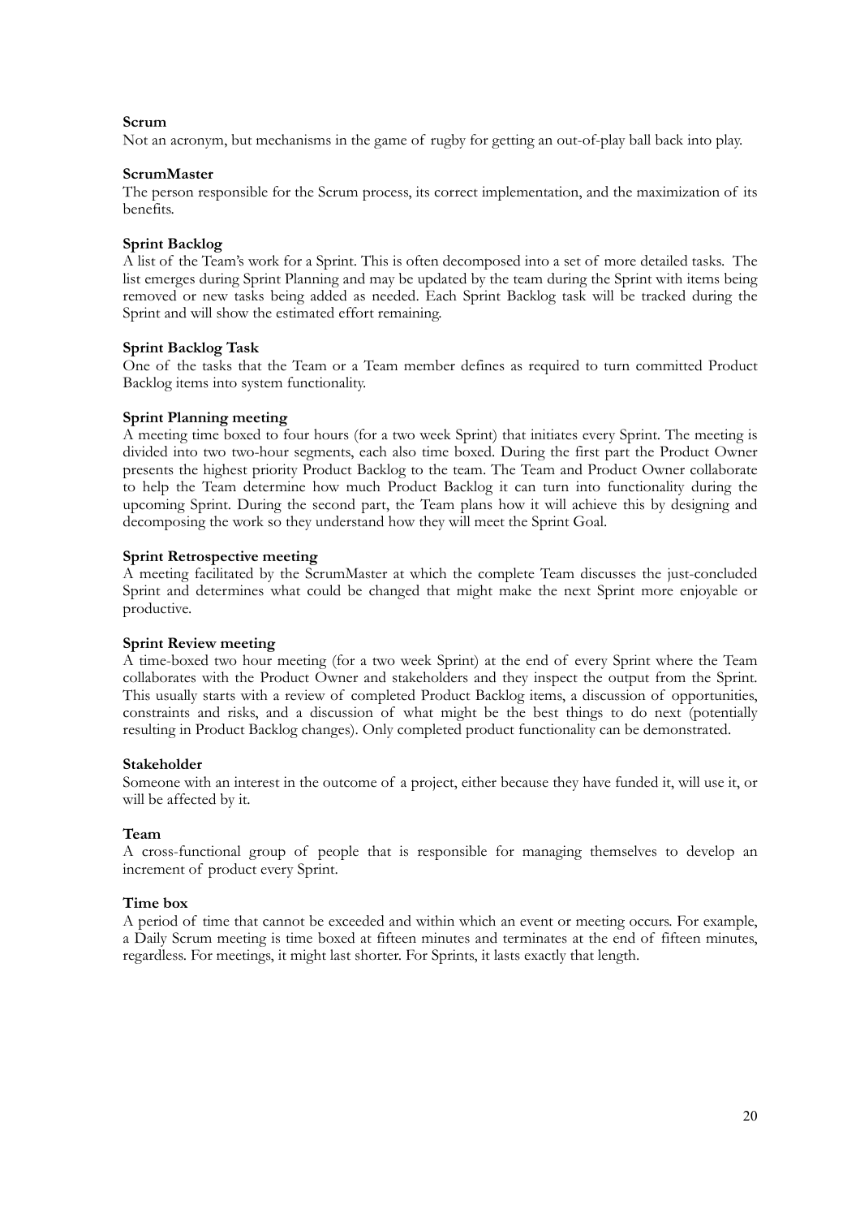**Scrum**
Not an acronym, but mechanisms in the game of rugby for getting an out-of-play ball back into play.

**ScrumMaster**
The person responsible for the Scrum process, its correct implementation, and the maximization of its benefits.

**Sprint Backlog**
A list of the Team's work for a Sprint. This is often decomposed into a set of more detailed tasks. The list emerges during Sprint Planning and may be updated by the team during the Sprint with items being removed or new tasks being added as needed. Each Sprint Backlog task will be tracked during the Sprint and will show the estimated effort remaining.

**Sprint Backlog Task**
One of the tasks that the Team or a Team member defines as required to turn committed Product Backlog items into system functionality.

**Sprint Planning meeting**
A meeting time boxed to four hours (for a two week Sprint) that initiates every Sprint. The meeting is divided into two two-hour segments, each also time boxed. During the first part the Product Owner presents the highest priority Product Backlog to the team. The Team and Product Owner collaborate to help the Team determine how much Product Backlog it can turn into functionality during the upcoming Sprint. During the second part, the Team plans how it will achieve this by designing and decomposing the work so they understand how they will meet the Sprint Goal.

**Sprint Retrospective meeting**
A meeting facilitated by the ScrumMaster at which the complete Team discusses the just-concluded Sprint and determines what could be changed that might make the next Sprint more enjoyable or productive.

**Sprint Review meeting**
A time-boxed two hour meeting (for a two week Sprint) at the end of every Sprint where the Team collaborates with the Product Owner and stakeholders and they inspect the output from the Sprint. This usually starts with a review of completed Product Backlog items, a discussion of opportunities, constraints and risks, and a discussion of what might be the best things to do next (potentially resulting in Product Backlog changes). Only completed product functionality can be demonstrated.

**Stakeholder**
Someone with an interest in the outcome of a project, either because they have funded it, will use it, or will be affected by it.

**Team**
A cross-functional group of people that is responsible for managing themselves to develop an increment of product every Sprint.

**Time box**
A period of time that cannot be exceeded and within which an event or meeting occurs. For example, a Daily Scrum meeting is time boxed at fifteen minutes and terminates at the end of fifteen minutes, regardless. For meetings, it might last shorter. For Sprints, it lasts exactly that length.